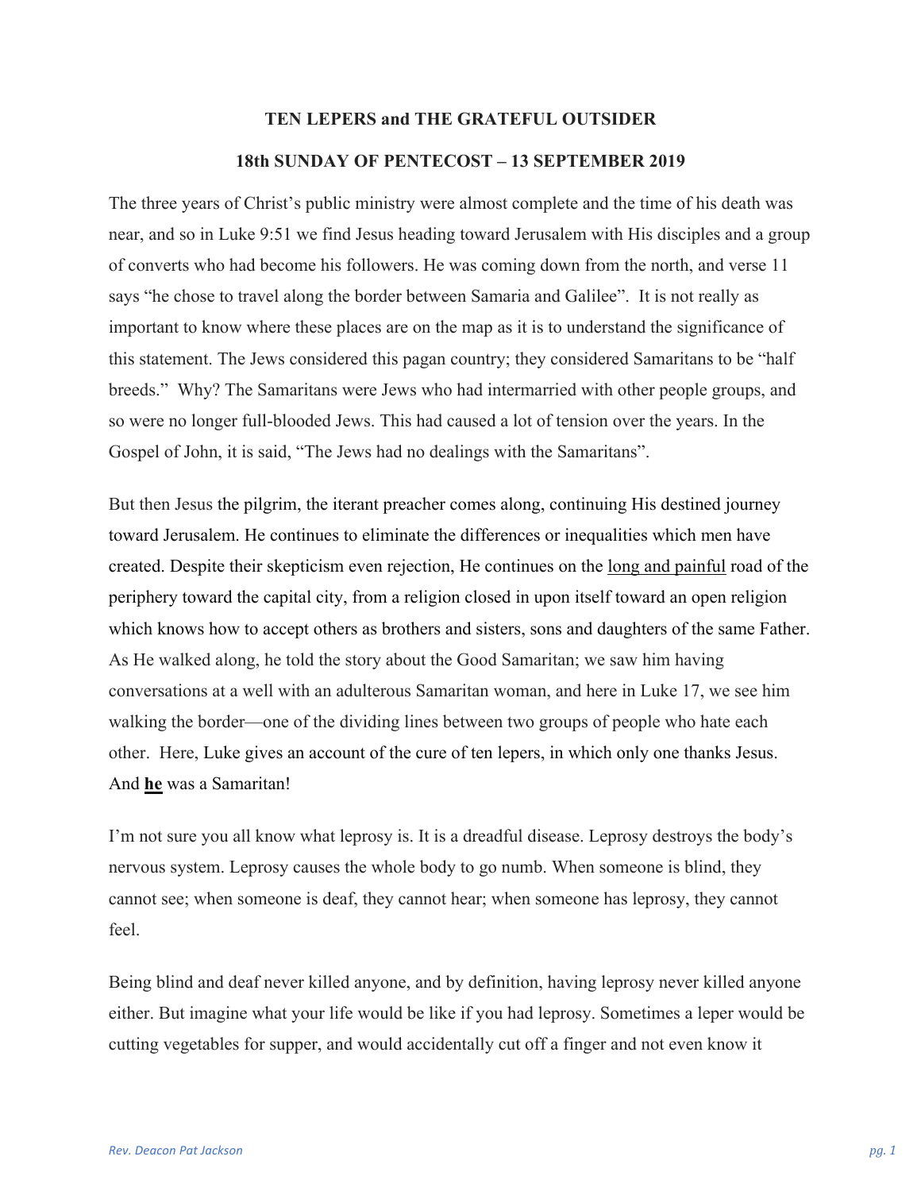**TEN LEPERS and THE GRATEFUL OUTSIDER**

**18th SUNDAY OF PENTECOST – 13 SEPTEMBER 2019**

The three years of Christ's public ministry were almost complete and the time of his death was near, and so in Luke 9:51 we find Jesus heading toward Jerusalem with His disciples and a group of converts who had become his followers. He was coming down from the north, and verse 11 says "he chose to travel along the border between Samaria and Galilee". It is not really as important to know where these places are on the map as it is to understand the significance of this statement. The Jews considered this pagan country; they considered Samaritans to be "half breeds." Why? The Samaritans were Jews who had intermarried with other people groups, and so were no longer full-blooded Jews. This had caused a lot of tension over the years. In the Gospel of John, it is said, "The Jews had no dealings with the Samaritans".

But then Jesus the pilgrim, the iterant preacher comes along, continuing His destined journey toward Jerusalem. He continues to eliminate the differences or inequalities which men have created. Despite their skepticism even rejection, He continues on the <u>long and painful</u> road of the periphery toward the capital city, from a religion closed in upon itself toward an open religion which knows how to accept others as brothers and sisters, sons and daughters of the same Father. As He walked along, he told the story about the Good Samaritan; we saw him having conversations at a well with an adulterous Samaritan woman, and here in Luke 17, we see him walking the border—one of the dividing lines between two groups of people who hate each other. Here, Luke gives an account of the cure of ten lepers, in which only one thanks Jesus. And <u>**he**</u> was a Samaritan!

I'm not sure you all know what leprosy is. It is a dreadful disease. Leprosy destroys the body's nervous system. Leprosy causes the whole body to go numb. When someone is blind, they cannot see; when someone is deaf, they cannot hear; when someone has leprosy, they cannot feel.

Being blind and deaf never killed anyone, and by definition, having leprosy never killed anyone either. But imagine what your life would be like if you had leprosy. Sometimes a leper would be cutting vegetables for supper, and would accidentally cut off a finger and not even know it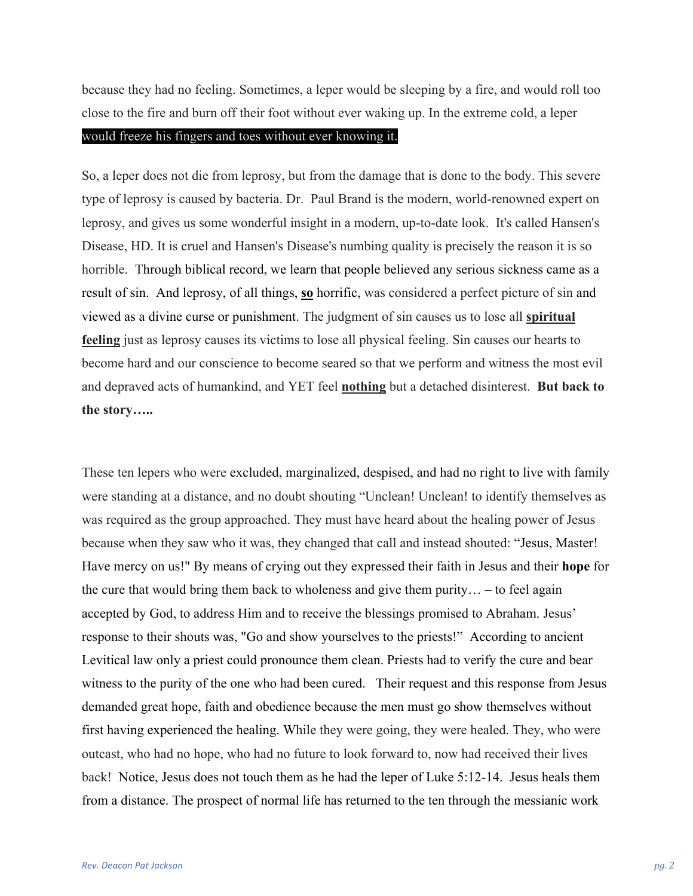because they had no feeling. Sometimes, a leper would be sleeping by a fire, and would roll too close to the fire and burn off their foot without ever waking up. In the extreme cold, a leper would freeze his fingers and toes without ever knowing it.

So, a leper does not die from leprosy, but from the damage that is done to the body. This severe type of leprosy is caused by bacteria. Dr. Paul Brand is the modern, world-renowned expert on leprosy, and gives us some wonderful insight in a modern, up-to-date look. It's called Hansen's Disease, HD. It is cruel and Hansen's Disease's numbing quality is precisely the reason it is so horrible. Through biblical record, we learn that people believed any serious sickness came as a result of sin. And leprosy, of all things, **<u>so</u>** horrific, was considered a perfect picture of sin and viewed as a divine curse or punishment. The judgment of sin causes us to lose all **<u>spiritual feeling</u>** just as leprosy causes its victims to lose all physical feeling. Sin causes our hearts to become hard and our conscience to become seared so that we perform and witness the most evil and depraved acts of humankind, and YET feel **<u>nothing</u>** but a detached disinterest. **But back to the story…..**

These ten lepers who were excluded, marginalized, despised, and had no right to live with family were standing at a distance, and no doubt shouting "Unclean! Unclean! to identify themselves as was required as the group approached. They must have heard about the healing power of Jesus because when they saw who it was, they changed that call and instead shouted: "Jesus, Master! Have mercy on us!" By means of crying out they expressed their faith in Jesus and their **hope** for the cure that would bring them back to wholeness and give them purity… – to feel again accepted by God, to address Him and to receive the blessings promised to Abraham. Jesus' response to their shouts was, "Go and show yourselves to the priests!" According to ancient Levitical law only a priest could pronounce them clean. Priests had to verify the cure and bear witness to the purity of the one who had been cured. Their request and this response from Jesus demanded great hope, faith and obedience because the men must go show themselves without first having experienced the healing. While they were going, they were healed. They, who were outcast, who had no hope, who had no future to look forward to, now had received their lives back! Notice, Jesus does not touch them as he had the leper of Luke 5:12-14. Jesus heals them from a distance. The prospect of normal life has returned to the ten through the messianic work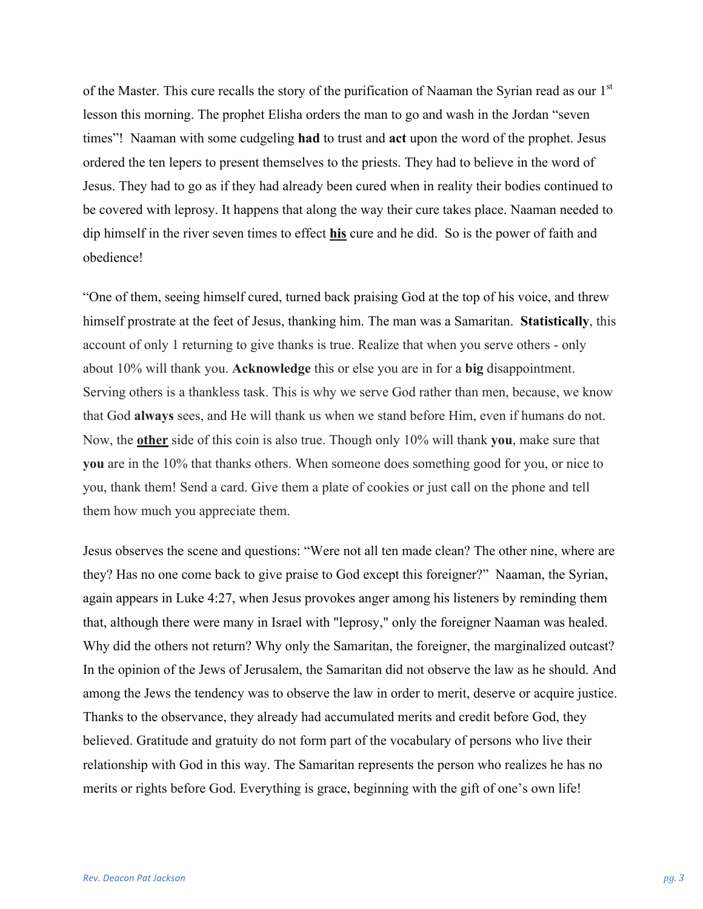of the Master. This cure recalls the story of the purification of Naaman the Syrian read as our 1st lesson this morning. The prophet Elisha orders the man to go and wash in the Jordan "seven times"! Naaman with some cudgeling **had** to trust and **act** upon the word of the prophet. Jesus ordered the ten lepers to present themselves to the priests. They had to believe in the word of Jesus. They had to go as if they had already been cured when in reality their bodies continued to be covered with leprosy. It happens that along the way their cure takes place. Naaman needed to dip himself in the river seven times to effect <u>**his**</u> cure and he did. So is the power of faith and obedience!

"One of them, seeing himself cured, turned back praising God at the top of his voice, and threw himself prostrate at the feet of Jesus, thanking him. The man was a Samaritan. **Statistically**, this account of only 1 returning to give thanks is true. Realize that when you serve others - only about 10% will thank you. **Acknowledge** this or else you are in for a **big** disappointment. Serving others is a thankless task. This is why we serve God rather than men, because, we know that God **always** sees, and He will thank us when we stand before Him, even if humans do not. Now, the <u>**other**</u> side of this coin is also true. Though only 10% will thank **you**, make sure that **you** are in the 10% that thanks others. When someone does something good for you, or nice to you, thank them! Send a card. Give them a plate of cookies or just call on the phone and tell them how much you appreciate them.

Jesus observes the scene and questions: "Were not all ten made clean? The other nine, where are they? Has no one come back to give praise to God except this foreigner?" Naaman, the Syrian, again appears in Luke 4:27, when Jesus provokes anger among his listeners by reminding them that, although there were many in Israel with "leprosy," only the foreigner Naaman was healed. Why did the others not return? Why only the Samaritan, the foreigner, the marginalized outcast? In the opinion of the Jews of Jerusalem, the Samaritan did not observe the law as he should. And among the Jews the tendency was to observe the law in order to merit, deserve or acquire justice. Thanks to the observance, they already had accumulated merits and credit before God, they believed. Gratitude and gratuity do not form part of the vocabulary of persons who live their relationship with God in this way. The Samaritan represents the person who realizes he has no merits or rights before God. Everything is grace, beginning with the gift of one's own life!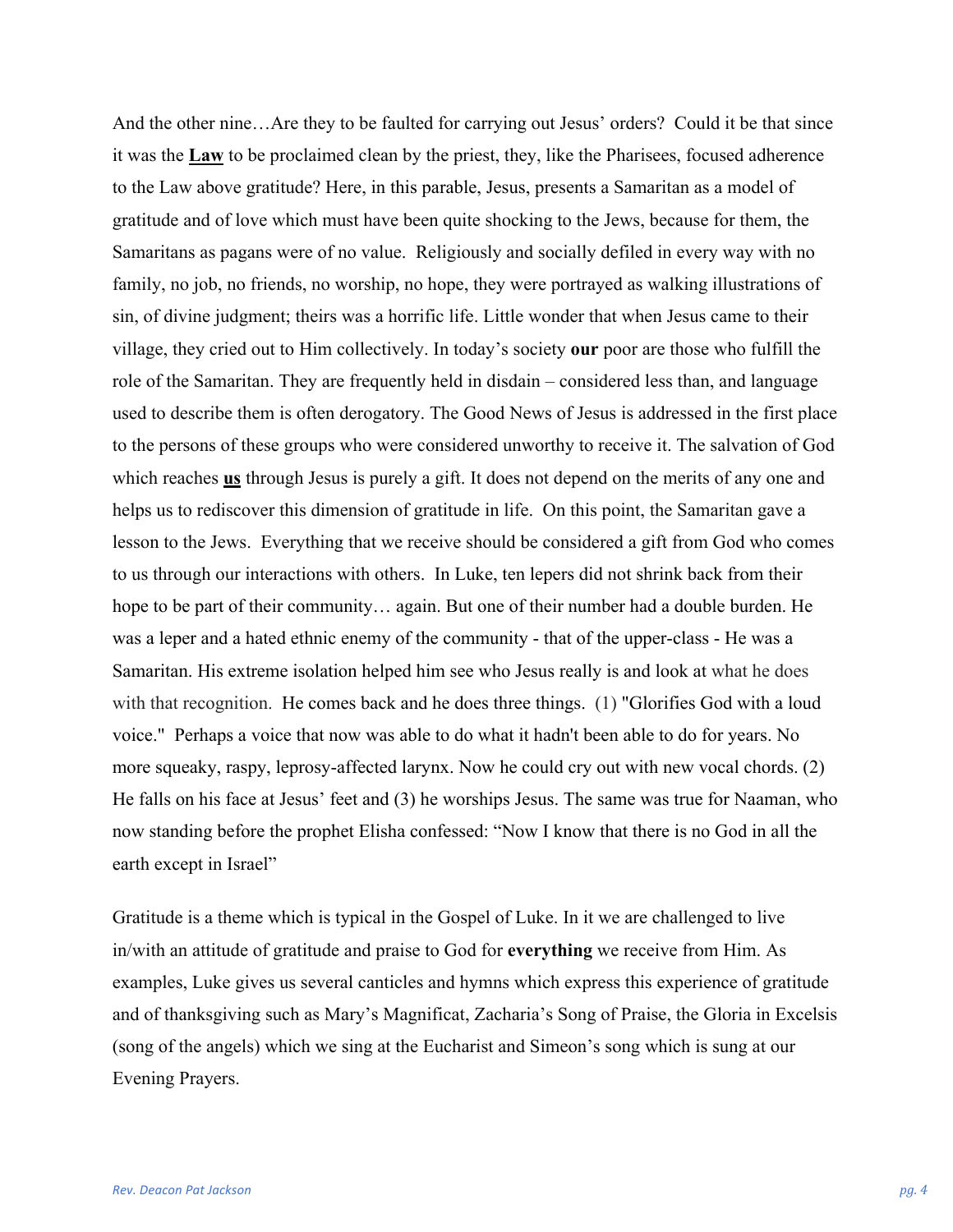And the other nine…Are they to be faulted for carrying out Jesus' orders? Could it be that since it was the **<u>Law</u>** to be proclaimed clean by the priest, they, like the Pharisees, focused adherence to the Law above gratitude? Here, in this parable, Jesus, presents a Samaritan as a model of gratitude and of love which must have been quite shocking to the Jews, because for them, the Samaritans as pagans were of no value. Religiously and socially defiled in every way with no family, no job, no friends, no worship, no hope, they were portrayed as walking illustrations of sin, of divine judgment; theirs was a horrific life. Little wonder that when Jesus came to their village, they cried out to Him collectively. In today's society **our** poor are those who fulfill the role of the Samaritan. They are frequently held in disdain – considered less than, and language used to describe them is often derogatory. The Good News of Jesus is addressed in the first place to the persons of these groups who were considered unworthy to receive it. The salvation of God which reaches **<u>us</u>** through Jesus is purely a gift. It does not depend on the merits of any one and helps us to rediscover this dimension of gratitude in life. On this point, the Samaritan gave a lesson to the Jews. Everything that we receive should be considered a gift from God who comes to us through our interactions with others. In Luke, ten lepers did not shrink back from their hope to be part of their community… again. But one of their number had a double burden. He was a leper and a hated ethnic enemy of the community - that of the upper-class - He was a Samaritan. His extreme isolation helped him see who Jesus really is and look at what he does with that recognition. He comes back and he does three things. (1) "Glorifies God with a loud voice." Perhaps a voice that now was able to do what it hadn't been able to do for years. No more squeaky, raspy, leprosy-affected larynx. Now he could cry out with new vocal chords. (2) He falls on his face at Jesus' feet and (3) he worships Jesus. The same was true for Naaman, who now standing before the prophet Elisha confessed: "Now I know that there is no God in all the earth except in Israel"

Gratitude is a theme which is typical in the Gospel of Luke. In it we are challenged to live in/with an attitude of gratitude and praise to God for **everything** we receive from Him. As examples, Luke gives us several canticles and hymns which express this experience of gratitude and of thanksgiving such as Mary's Magnificat, Zacharia's Song of Praise, the Gloria in Excelsis (song of the angels) which we sing at the Eucharist and Simeon's song which is sung at our Evening Prayers.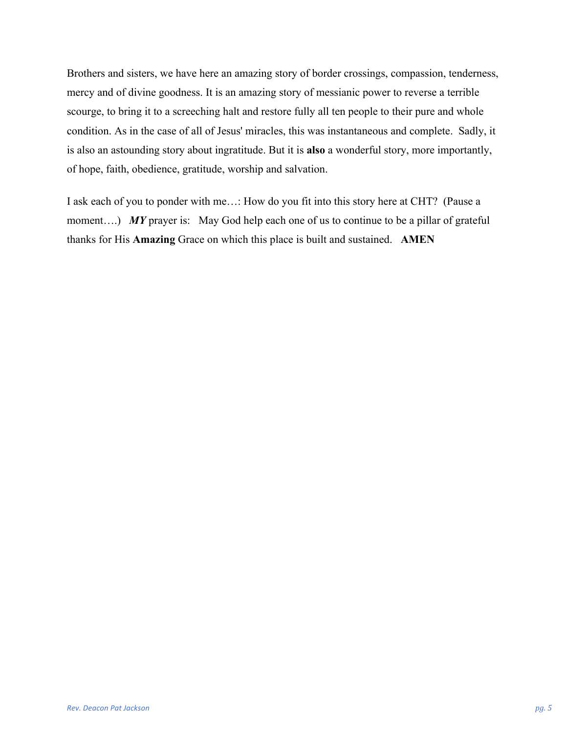Brothers and sisters, we have here an amazing story of border crossings, compassion, tenderness, mercy and of divine goodness. It is an amazing story of messianic power to reverse a terrible scourge, to bring it to a screeching halt and restore fully all ten people to their pure and whole condition. As in the case of all of Jesus' miracles, this was instantaneous and complete. Sadly, it is also an astounding story about ingratitude. But it is **also** a wonderful story, more importantly, of hope, faith, obedience, gratitude, worship and salvation.

I ask each of you to ponder with me…: How do you fit into this story here at CHT? (Pause a moment….) ***MY*** prayer is: May God help each one of us to continue to be a pillar of grateful thanks for His **Amazing** Grace on which this place is built and sustained. **AMEN**